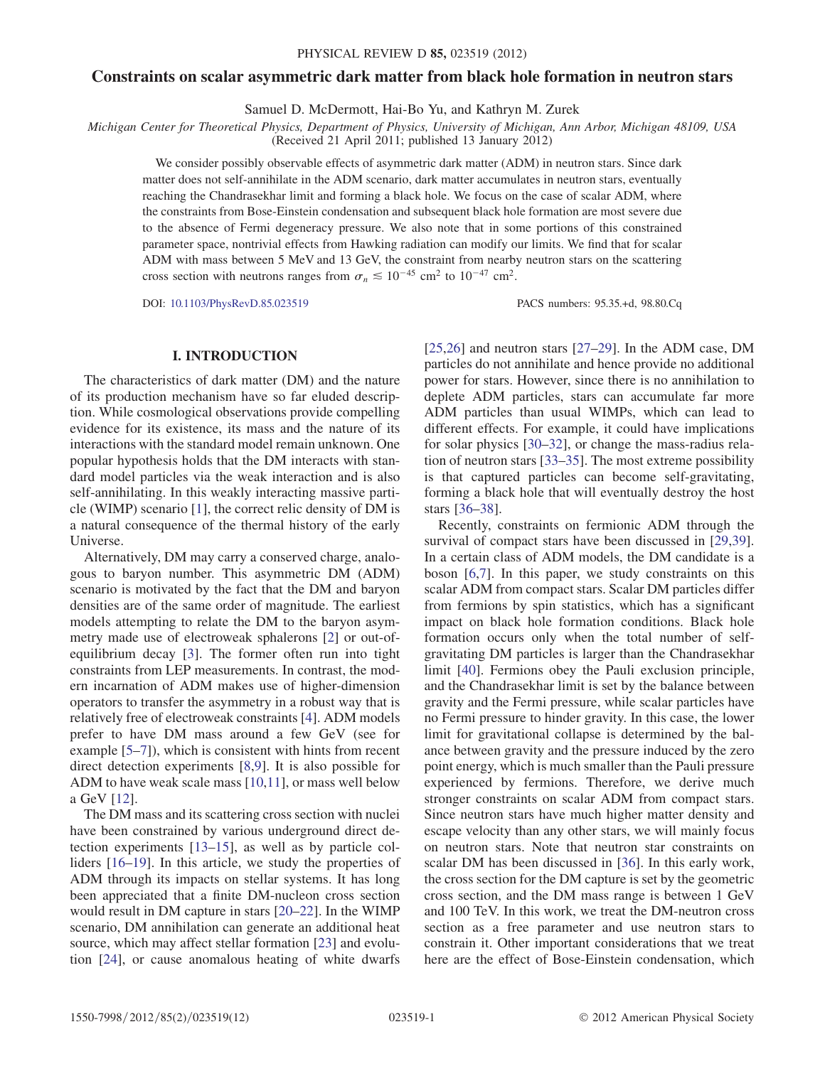# Constraints on scalar asymmetric dark matter from black hole formation in neutron stars

Samuel D. McDermott, Hai-Bo Yu, and Kathryn M. Zurek

*Michigan Center for Theoretical Physics, Department of Physics, University of Michigan, Ann Arbor, Michigan 48109, USA*

(Received 21 April 2011; published 13 January 2012)

We consider possibly observable effects of asymmetric dark matter (ADM) in neutron stars. Since dark matter does not self-annihilate in the ADM scenario, dark matter accumulates in neutron stars, eventually reaching the Chandrasekhar limit and forming a black hole. We focus on the case of scalar ADM, where the constraints from Bose-Einstein condensation and subsequent black hole formation are most severe due to the absence of Fermi degeneracy pressure. We also note that in some portions of this constrained parameter space, nontrivial effects from Hawking radiation can modify our limits. We find that for scalar ADM with mass between 5 MeV and 13 GeV, the constraint from nearby neutron stars on the scattering cross section with neutrons ranges from $\sigma_n \lesssim 10^{-45}$ cm$^2$ to $10^{-47}$ cm$^2$.

DOI: 10.1103/PhysRevD.85.023519 PACS numbers: 95.35.+d, 98.80.Cq

## I. INTRODUCTION

The characteristics of dark matter (DM) and the nature of its production mechanism have so far eluded description. While cosmological observations provide compelling evidence for its existence, its mass and the nature of its interactions with the standard model remain unknown. One popular hypothesis holds that the DM interacts with standard model particles via the weak interaction and is also self-annihilating. In this weakly interacting massive particle (WIMP) scenario [1], the correct relic density of DM is a natural consequence of the thermal history of the early Universe.

Alternatively, DM may carry a conserved charge, analogous to baryon number. This asymmetric DM (ADM) scenario is motivated by the fact that the DM and baryon densities are of the same order of magnitude. The earliest models attempting to relate the DM to the baryon asymmetry made use of electroweak sphalerons [2] or out-of-equilibrium decay [3]. The former often run into tight constraints from LEP measurements. In contrast, the modern incarnation of ADM makes use of higher-dimension operators to transfer the asymmetry in a robust way that is relatively free of electroweak constraints [4]. ADM models prefer to have DM mass around a few GeV (see for example [5–7]), which is consistent with hints from recent direct detection experiments [8,9]. It is also possible for ADM to have weak scale mass [10,11], or mass well below a GeV [12].

The DM mass and its scattering cross section with nuclei have been constrained by various underground direct detection experiments [13–15], as well as by particle colliders [16–19]. In this article, we study the properties of ADM through its impacts on stellar systems. It has long been appreciated that a finite DM-nucleon cross section would result in DM capture in stars [20–22]. In the WIMP scenario, DM annihilation can generate an additional heat source, which may affect stellar formation [23] and evolution [24], or cause anomalous heating of white dwarfs [25,26] and neutron stars [27–29]. In the ADM case, DM particles do not annihilate and hence provide no additional power for stars. However, since there is no annihilation to deplete ADM particles, stars can accumulate far more ADM particles than usual WIMPs, which can lead to different effects. For example, it could have implications for solar physics [30–32], or change the mass-radius relation of neutron stars [33–35]. The most extreme possibility is that captured particles can become self-gravitating, forming a black hole that will eventually destroy the host stars [36–38].

Recently, constraints on fermionic ADM through the survival of compact stars have been discussed in [29,39]. In a certain class of ADM models, the DM candidate is a boson [6,7]. In this paper, we study constraints on this scalar ADM from compact stars. Scalar DM particles differ from fermions by spin statistics, which has a significant impact on black hole formation conditions. Black hole formation occurs only when the total number of self-gravitating DM particles is larger than the Chandrasekhar limit [40]. Fermions obey the Pauli exclusion principle, and the Chandrasekhar limit is set by the balance between gravity and the Fermi pressure, while scalar particles have no Fermi pressure to hinder gravity. In this case, the lower limit for gravitational collapse is determined by the balance between gravity and the pressure induced by the zero point energy, which is much smaller than the Pauli pressure experienced by fermions. Therefore, we derive much stronger constraints on scalar ADM from compact stars. Since neutron stars have much higher matter density and escape velocity than any other stars, we will mainly focus on neutron stars. Note that neutron star constraints on scalar DM has been discussed in [36]. In this early work, the cross section for the DM capture is set by the geometric cross section, and the DM mass range is between 1 GeV and 100 TeV. In this work, we treat the DM-neutron cross section as a free parameter and use neutron stars to constrain it. Other important considerations that we treat here are the effect of Bose-Einstein condensation, which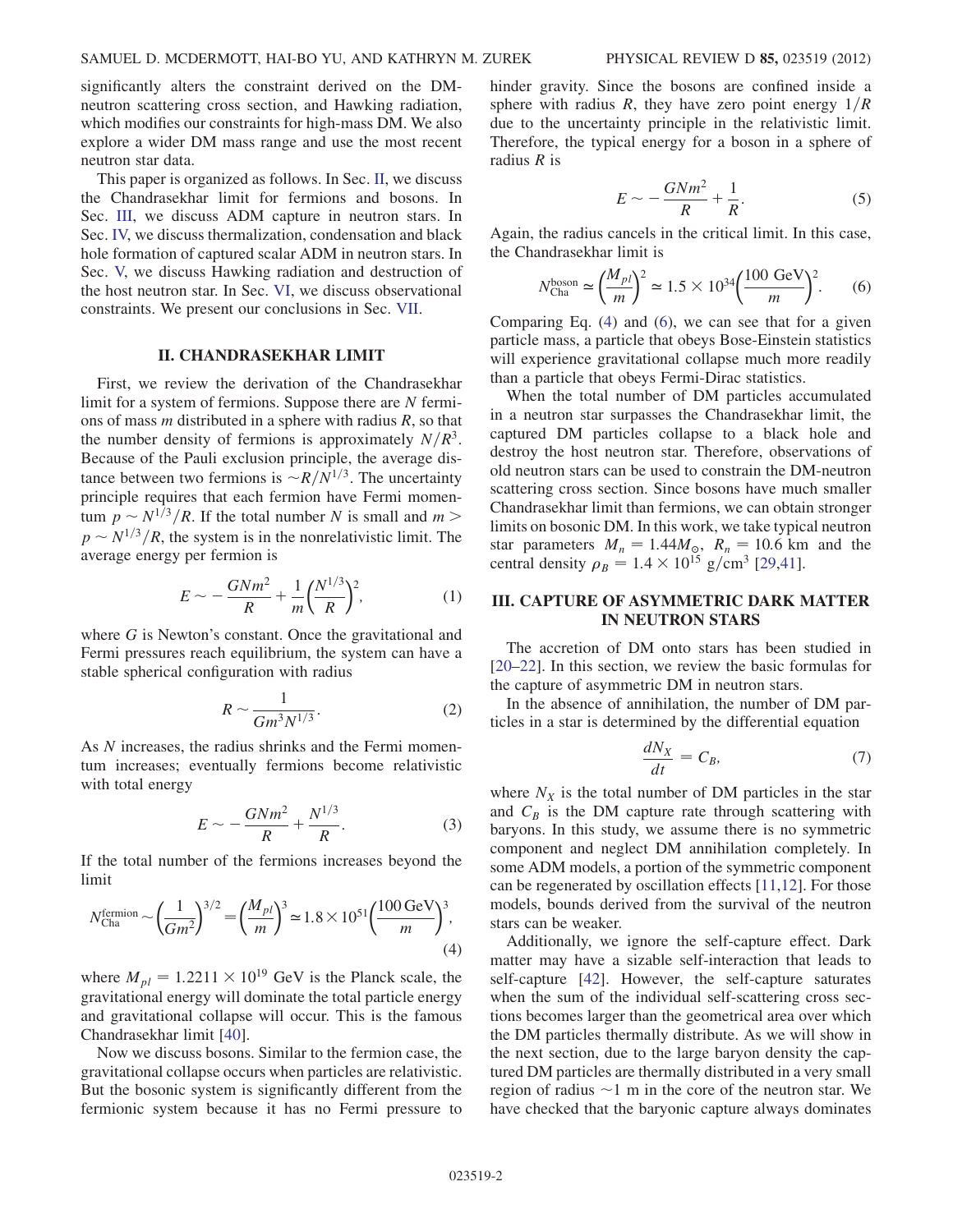significantly alters the constraint derived on the DM-neutron scattering cross section, and Hawking radiation, which modifies our constraints for high-mass DM. We also explore a wider DM mass range and use the most recent neutron star data.

This paper is organized as follows. In Sec. II, we discuss the Chandrasekhar limit for fermions and bosons. In Sec. III, we discuss ADM capture in neutron stars. In Sec. IV, we discuss thermalization, condensation and black hole formation of captured scalar ADM in neutron stars. In Sec. V, we discuss Hawking radiation and destruction of the host neutron star. In Sec. VI, we discuss observational constraints. We present our conclusions in Sec. VII.

## II. CHANDRASEKHAR LIMIT

First, we review the derivation of the Chandrasekhar limit for a system of fermions. Suppose there are $N$ fermions of mass $m$ distributed in a sphere with radius $R$, so that the number density of fermions is approximately $N/R^3$. Because of the Pauli exclusion principle, the average distance between two fermions is $\sim R/N^{1/3}$. The uncertainty principle requires that each fermion have Fermi momentum $p \sim N^{1/3}/R$. If the total number $N$ is small and $m > p \sim N^{1/3}/R$, the system is in the nonrelativistic limit. The average energy per fermion is

$$E \sim -\frac{GNm^2}{R} + \frac{1}{m}\left(\frac{N^{1/3}}{R}\right)^2, \tag{1}$$

where $G$ is Newton's constant. Once the gravitational and Fermi pressures reach equilibrium, the system can have a stable spherical configuration with radius

$$R \sim \frac{1}{Gm^3N^{1/3}}. \tag{2}$$

As $N$ increases, the radius shrinks and the Fermi momentum increases; eventually fermions become relativistic with total energy

$$E \sim -\frac{GNm^2}{R} + \frac{N^{1/3}}{R}. \tag{3}$$

If the total number of the fermions increases beyond the limit

$$N_{\rm Cha}^{\rm fermion} \sim \left(\frac{1}{Gm^2}\right)^{3/2} = \left(\frac{M_{pl}}{m}\right)^3 \simeq 1.8 \times 10^{51}\left(\frac{100\,{\rm GeV}}{m}\right)^3, \tag{4}$$

where $M_{pl} = 1.2211 \times 10^{19}$ GeV is the Planck scale, the gravitational energy will dominate the total particle energy and gravitational collapse will occur. This is the famous Chandrasekhar limit [40].

Now we discuss bosons. Similar to the fermion case, the gravitational collapse occurs when particles are relativistic. But the bosonic system is significantly different from the fermionic system because it has no Fermi pressure to hinder gravity. Since the bosons are confined inside a sphere with radius $R$, they have zero point energy $1/R$ due to the uncertainty principle in the relativistic limit. Therefore, the typical energy for a boson in a sphere of radius $R$ is

$$E \sim -\frac{GNm^2}{R} + \frac{1}{R}. \tag{5}$$

Again, the radius cancels in the critical limit. In this case, the Chandrasekhar limit is

$$N_{\rm Cha}^{\rm boson} \simeq \left(\frac{M_{pl}}{m}\right)^2 \simeq 1.5 \times 10^{34}\left(\frac{100\ {\rm GeV}}{m}\right)^2. \tag{6}$$

Comparing Eq. (4) and (6), we can see that for a given particle mass, a particle that obeys Bose-Einstein statistics will experience gravitational collapse much more readily than a particle that obeys Fermi-Dirac statistics.

When the total number of DM particles accumulated in a neutron star surpasses the Chandrasekhar limit, the captured DM particles collapse to a black hole and destroy the host neutron star. Therefore, observations of old neutron stars can be used to constrain the DM-neutron scattering cross section. Since bosons have much smaller Chandrasekhar limit than fermions, we can obtain stronger limits on bosonic DM. In this work, we take typical neutron star parameters $M_n = 1.44 M_\odot$, $R_n = 10.6$ km and the central density $\rho_B = 1.4 \times 10^{15}$ g/cm$^3$ [29,41].

## III. CAPTURE OF ASYMMETRIC DARK MATTER IN NEUTRON STARS

The accretion of DM onto stars has been studied in [20–22]. In this section, we review the basic formulas for the capture of asymmetric DM in neutron stars.

In the absence of annihilation, the number of DM particles in a star is determined by the differential equation

$$\frac{dN_X}{dt} = C_B, \tag{7}$$

where $N_X$ is the total number of DM particles in the star and $C_B$ is the DM capture rate through scattering with baryons. In this study, we assume there is no symmetric component and neglect DM annihilation completely. In some ADM models, a portion of the symmetric component can be regenerated by oscillation effects [11,12]. For those models, bounds derived from the survival of the neutron stars can be weaker.

Additionally, we ignore the self-capture effect. Dark matter may have a sizable self-interaction that leads to self-capture [42]. However, the self-capture saturates when the sum of the individual self-scattering cross sections becomes larger than the geometrical area over which the DM particles thermally distribute. As we will show in the next section, due to the large baryon density the captured DM particles are thermally distributed in a very small region of radius $\sim$1 m in the core of the neutron star. We have checked that the baryonic capture always dominates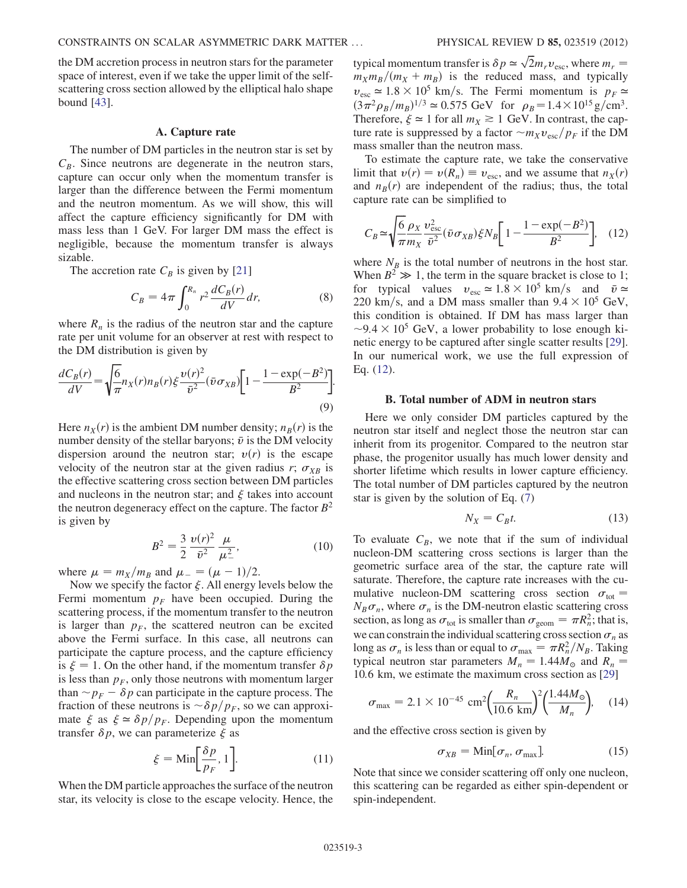the DM accretion process in neutron stars for the parameter space of interest, even if we take the upper limit of the self-scattering cross section allowed by the elliptical halo shape bound [43].

### A. Capture rate

The number of DM particles in the neutron star is set by $C_B$. Since neutrons are degenerate in the neutron stars, capture can occur only when the momentum transfer is larger than the difference between the Fermi momentum and the neutron momentum. As we will show, this will affect the capture efficiency significantly for DM with mass less than 1 GeV. For larger DM mass the effect is negligible, because the momentum transfer is always sizable.

The accretion rate $C_B$ is given by [21]

$$C_B = 4\pi \int_0^{R_n} r^2 \frac{dC_B(r)}{dV} dr, \tag{8}$$

where $R_n$ is the radius of the neutron star and the capture rate per unit volume for an observer at rest with respect to the DM distribution is given by

$$\frac{dC_B(r)}{dV} = \sqrt{\frac{6}{\pi}} n_X(r) n_B(r) \xi \frac{v(r)^2}{\bar{v}^2} (\bar{v}\sigma_{XB}) \left[1 - \frac{1-\exp(-B^2)}{B^2}\right]. \tag{9}$$

Here $n_X(r)$ is the ambient DM number density; $n_B(r)$ is the number density of the stellar baryons; $\bar{v}$ is the DM velocity dispersion around the neutron star; $v(r)$ is the escape velocity of the neutron star at the given radius $r$; $\sigma_{XB}$ is the effective scattering cross section between DM particles and nucleons in the neutron star; and $\xi$ takes into account the neutron degeneracy effect on the capture. The factor $B^2$ is given by

$$B^2 = \frac{3}{2} \frac{v(r)^2}{\bar{v}^2} \frac{\mu}{\mu_-^2}, \tag{10}$$

where $\mu = m_X/m_B$ and $\mu_- = (\mu - 1)/2$.

Now we specify the factor $\xi$. All energy levels below the Fermi momentum $p_F$ have been occupied. During the scattering process, if the momentum transfer to the neutron is larger than $p_F$, the scattered neutron can be excited above the Fermi surface. In this case, all neutrons can participate the capture process, and the capture efficiency is $\xi = 1$. On the other hand, if the momentum transfer $\delta p$ is less than $p_F$, only those neutrons with momentum larger than $\sim p_F - \delta p$ can participate in the capture process. The fraction of these neutrons is $\sim \delta p/p_F$, so we can approximate $\xi$ as $\xi \simeq \delta p/p_F$. Depending upon the momentum transfer $\delta p$, we can parameterize $\xi$ as

$$\xi = \mathrm{Min}\left[\frac{\delta p}{p_F}, 1\right]. \tag{11}$$

When the DM particle approaches the surface of the neutron star, its velocity is close to the escape velocity. Hence, the typical momentum transfer is $\delta p \simeq \sqrt{2} m_r v_{\mathrm{esc}}$, where $m_r = m_X m_B/(m_X + m_B)$ is the reduced mass, and typically $v_{\mathrm{esc}} \simeq 1.8 \times 10^5$ km/s. The Fermi momentum is $p_F \simeq (3\pi^2 \rho_B/m_B)^{1/3} \simeq 0.575$ GeV for $\rho_B = 1.4 \times 10^{15}\,\mathrm{g/cm^3}$. Therefore, $\xi \simeq 1$ for all $m_X \gtrsim 1$ GeV. In contrast, the capture rate is suppressed by a factor $\sim m_X v_{\mathrm{esc}}/p_F$ if the DM mass smaller than the neutron mass.

To estimate the capture rate, we take the conservative limit that $v(r) = v(R_n) \equiv v_{\mathrm{esc}}$, and we assume that $n_X(r)$ and $n_B(r)$ are independent of the radius; thus, the total capture rate can be simplified to

$$C_B \simeq \sqrt{\frac{6}{\pi}} \frac{\rho_X}{m_X} \frac{v_{\mathrm{esc}}^2}{\bar{v}^2} (\bar{v}\sigma_{XB}) \xi N_B \left[1 - \frac{1-\exp(-B^2)}{B^2}\right], \tag{12}$$

where $N_B$ is the total number of neutrons in the host star. When $B^2 \gg 1$, the term in the square bracket is close to 1; for typical values $v_{\mathrm{esc}} \simeq 1.8 \times 10^5$ km/s and $\bar{v} \simeq 220$ km/s, and a DM mass smaller than $9.4 \times 10^5$ GeV, this condition is obtained. If DM has mass larger than $\sim 9.4 \times 10^5$ GeV, a lower probability to lose enough kinetic energy to be captured after single scatter results [29]. In our numerical work, we use the full expression of Eq. (12).

### B. Total number of ADM in neutron stars

Here we only consider DM particles captured by the neutron star itself and neglect those the neutron star can inherit from its progenitor. Compared to the neutron star phase, the progenitor usually has much lower density and shorter lifetime which results in lower capture efficiency. The total number of DM particles captured by the neutron star is given by the solution of Eq. (7)

$$N_X = C_B t. \tag{13}$$

To evaluate $C_B$, we note that if the sum of individual nucleon-DM scattering cross sections is larger than the geometric surface area of the star, the capture rate will saturate. Therefore, the capture rate increases with the cumulative nucleon-DM scattering cross section $\sigma_{\mathrm{tot}} = N_B \sigma_n$, where $\sigma_n$ is the DM-neutron elastic scattering cross section, as long as $\sigma_{\mathrm{tot}}$ is smaller than $\sigma_{\mathrm{geom}} = \pi R_n^2$; that is, we can constrain the individual scattering cross section $\sigma_n$ as long as $\sigma_n$ is less than or equal to $\sigma_{\mathrm{max}} = \pi R_n^2/N_B$. Taking typical neutron star parameters $M_n = 1.44 M_\odot$ and $R_n = 10.6$ km, we estimate the maximum cross section as [29]

$$\sigma_{\mathrm{max}} = 2.1 \times 10^{-45}\ \mathrm{cm}^2 \left(\frac{R_n}{10.6\ \mathrm{km}}\right)^2 \left(\frac{1.44 M_\odot}{M_n}\right), \tag{14}$$

and the effective cross section is given by

$$\sigma_{XB} = \mathrm{Min}[\sigma_n, \sigma_{\mathrm{max}}]. \tag{15}$$

Note that since we consider scattering off only one nucleon, this scattering can be regarded as either spin-dependent or spin-independent.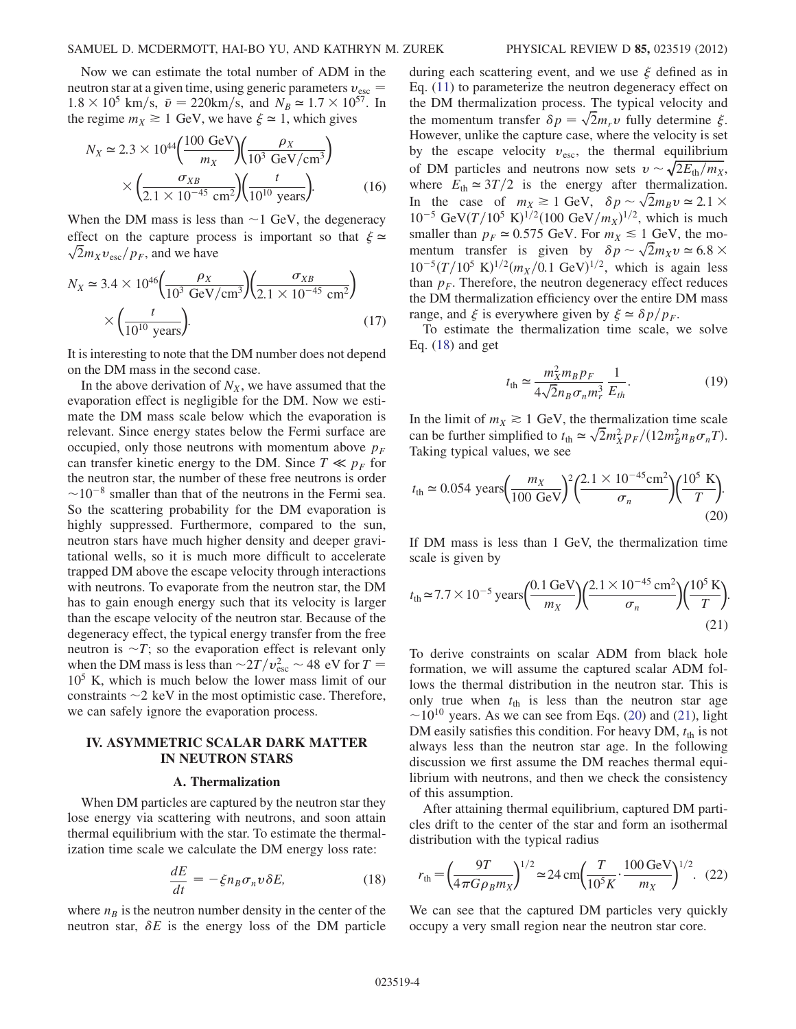Now we can estimate the total number of ADM in the neutron star at a given time, using generic parameters $v_{\rm esc} = 1.8 \times 10^5$ km/s, $\bar{v} = 220$km/s, and $N_B \simeq 1.7 \times 10^{57}$. In the regime $m_X \gtrsim 1$ GeV, we have $\xi \simeq 1$, which gives

$$N_X \simeq 2.3 \times 10^{44}\left(\frac{100\ \text{GeV}}{m_X}\right)\left(\frac{\rho_X}{10^3\ \text{GeV/cm}^3}\right) \times \left(\frac{\sigma_{XB}}{2.1 \times 10^{-45}\ \text{cm}^2}\right)\left(\frac{t}{10^{10}\ \text{years}}\right). \tag{16}$$

When the DM mass is less than $\sim 1$ GeV, the degeneracy effect on the capture process is important so that $\xi \simeq \sqrt{2} m_X v_{\rm esc}/p_F$, and we have

$$N_X \simeq 3.4 \times 10^{46}\left(\frac{\rho_X}{10^3\ \text{GeV/cm}^3}\right)\left(\frac{\sigma_{XB}}{2.1 \times 10^{-45}\ \text{cm}^2}\right) \times \left(\frac{t}{10^{10}\ \text{years}}\right). \tag{17}$$

It is interesting to note that the DM number does not depend on the DM mass in the second case.

In the above derivation of $N_X$, we have assumed that the evaporation effect is negligible for the DM. Now we estimate the DM mass scale below which the evaporation is relevant. Since energy states below the Fermi surface are occupied, only those neutrons with momentum above $p_F$ can transfer kinetic energy to the DM. Since $T \ll p_F$ for the neutron star, the number of these free neutrons is order $\sim 10^{-8}$ smaller than that of the neutrons in the Fermi sea. So the scattering probability for the DM evaporation is highly suppressed. Furthermore, compared to the sun, neutron stars have much higher density and deeper gravitational wells, so it is much more difficult to accelerate trapped DM above the escape velocity through interactions with neutrons. To evaporate from the neutron star, the DM has to gain enough energy such that its velocity is larger than the escape velocity of the neutron star. Because of the degeneracy effect, the typical energy transfer from the free neutron is $\sim T$; so the evaporation effect is relevant only when the DM mass is less than $\sim 2T/v_{\rm esc}^2 \sim 48$ eV for $T = 10^5$ K, which is much below the lower mass limit of our constraints $\sim 2$ keV in the most optimistic case. Therefore, we can safely ignore the evaporation process.

## IV. ASYMMETRIC SCALAR DARK MATTER IN NEUTRON STARS

### A. Thermalization

When DM particles are captured by the neutron star they lose energy via scattering with neutrons, and soon attain thermal equilibrium with the star. To estimate the thermalization time scale we calculate the DM energy loss rate:

$$\frac{dE}{dt} = -\xi n_B \sigma_n v \delta E, \tag{18}$$

where $n_B$ is the neutron number density in the center of the neutron star, $\delta E$ is the energy loss of the DM particle during each scattering event, and we use $\xi$ defined as in Eq. (11) to parameterize the neutron degeneracy effect on the DM thermalization process. The typical velocity and the momentum transfer $\delta p = \sqrt{2} m_r v$ fully determine $\xi$. However, unlike the capture case, where the velocity is set by the escape velocity $v_{\rm esc}$, the thermal equilibrium of DM particles and neutrons now sets $v \sim \sqrt{2E_{\rm th}/m_X}$, where $E_{\rm th} \simeq 3T/2$ is the energy after thermalization. In the case of $m_X \gtrsim 1$ GeV, $\delta p \sim \sqrt{2} m_B v \simeq 2.1 \times 10^{-5}$ GeV$(T/10^5\ \text{K})^{1/2}(100\ \text{GeV}/m_X)^{1/2}$, which is much smaller than $p_F \simeq 0.575$ GeV. For $m_X \lesssim 1$ GeV, the momentum transfer is given by $\delta p \sim \sqrt{2} m_X v \simeq 6.8 \times 10^{-5}(T/10^5\ \text{K})^{1/2}(m_X/0.1\ \text{GeV})^{1/2}$, which is again less than $p_F$. Therefore, the neutron degeneracy effect reduces the DM thermalization efficiency over the entire DM mass range, and $\xi$ is everywhere given by $\xi \simeq \delta p/p_F$.

To estimate the thermalization time scale, we solve Eq. (18) and get

$$t_{\rm th} \simeq \frac{m_X^2 m_B p_F}{4\sqrt{2} n_B \sigma_n m_r^3} \frac{1}{E_{th}}. \tag{19}$$

In the limit of $m_X \gtrsim 1$ GeV, the thermalization time scale can be further simplified to $t_{\rm th} \simeq \sqrt{2} m_X^2 p_F/(12 m_B^2 n_B \sigma_n T)$. Taking typical values, we see

$$t_{\rm th} \simeq 0.054\ \text{years}\left(\frac{m_X}{100\ \text{GeV}}\right)^2\left(\frac{2.1 \times 10^{-45}\text{cm}^2}{\sigma_n}\right)\left(\frac{10^5\ \text{K}}{T}\right). \tag{20}$$

If DM mass is less than 1 GeV, the thermalization time scale is given by

$$t_{\rm th} \simeq 7.7 \times 10^{-5}\ \text{years}\left(\frac{0.1\ \text{GeV}}{m_X}\right)\left(\frac{2.1 \times 10^{-45}\ \text{cm}^2}{\sigma_n}\right)\left(\frac{10^5\ \text{K}}{T}\right). \tag{21}$$

To derive constraints on scalar ADM from black hole formation, we will assume the captured scalar ADM follows the thermal distribution in the neutron star. This is only true when $t_{\rm th}$ is less than the neutron star age $\sim 10^{10}$ years. As we can see from Eqs. (20) and (21), light DM easily satisfies this condition. For heavy DM, $t_{\rm th}$ is not always less than the neutron star age. In the following discussion we first assume the DM reaches thermal equilibrium with neutrons, and then we check the consistency of this assumption.

After attaining thermal equilibrium, captured DM particles drift to the center of the star and form an isothermal distribution with the typical radius

$$r_{\rm th} = \left(\frac{9T}{4\pi G \rho_B m_X}\right)^{1/2} \simeq 24\ \text{cm}\left(\frac{T}{10^5 K} \cdot \frac{100\ \text{GeV}}{m_X}\right)^{1/2}. \tag{22}$$

We can see that the captured DM particles very quickly occupy a very small region near the neutron star core.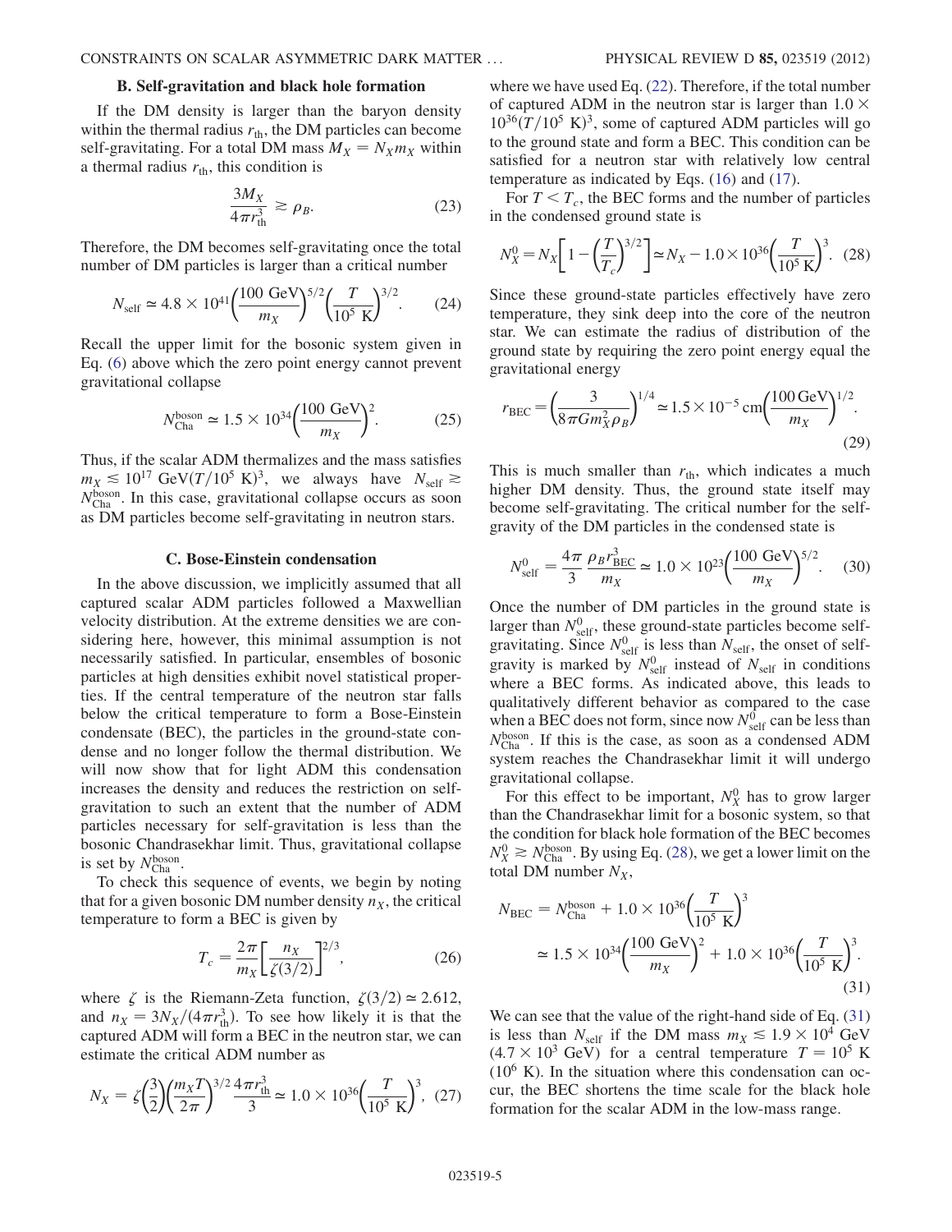### B. Self-gravitation and black hole formation

If the DM density is larger than the baryon density within the thermal radius $r_{\rm th}$, the DM particles can become self-gravitating. For a total DM mass $M_X = N_X m_X$ within a thermal radius $r_{\rm th}$, this condition is

$$\frac{3M_X}{4\pi r_{\rm th}^3} \gtrsim \rho_B. \tag{23}$$

Therefore, the DM becomes self-gravitating once the total number of DM particles is larger than a critical number

$$N_{\rm self} \simeq 4.8 \times 10^{41}\left(\frac{100\ \text{GeV}}{m_X}\right)^{5/2}\left(\frac{T}{10^5\ \text{K}}\right)^{3/2}. \tag{24}$$

Recall the upper limit for the bosonic system given in Eq. (6) above which the zero point energy cannot prevent gravitational collapse

$$N_{\rm Cha}^{\rm boson} \simeq 1.5 \times 10^{34}\left(\frac{100\ \text{GeV}}{m_X}\right)^2. \tag{25}$$

Thus, if the scalar ADM thermalizes and the mass satisfies $m_X \lesssim 10^{17}\ \text{GeV}(T/10^5\ \text{K})^3$, we always have $N_{\rm self} \gtrsim N_{\rm Cha}^{\rm boson}$. In this case, gravitational collapse occurs as soon as DM particles become self-gravitating in neutron stars.

### C. Bose-Einstein condensation

In the above discussion, we implicitly assumed that all captured scalar ADM particles followed a Maxwellian velocity distribution. At the extreme densities we are considering here, however, this minimal assumption is not necessarily satisfied. In particular, ensembles of bosonic particles at high densities exhibit novel statistical properties. If the central temperature of the neutron star falls below the critical temperature to form a Bose-Einstein condensate (BEC), the particles in the ground-state condense and no longer follow the thermal distribution. We will now show that for light ADM this condensation increases the density and reduces the restriction on self-gravitation to such an extent that the number of ADM particles necessary for self-gravitation is less than the bosonic Chandrasekhar limit. Thus, gravitational collapse is set by $N_{\rm Cha}^{\rm boson}$.

To check this sequence of events, we begin by noting that for a given bosonic DM number density $n_X$, the critical temperature to form a BEC is given by

$$T_c = \frac{2\pi}{m_X}\left[\frac{n_X}{\zeta(3/2)}\right]^{2/3}, \tag{26}$$

where $\zeta$ is the Riemann-Zeta function, $\zeta(3/2) \simeq 2.612$, and $n_X = 3N_X/(4\pi r_{\rm th}^3)$. To see how likely it is that the captured ADM will form a BEC in the neutron star, we can estimate the critical ADM number as

$$N_X = \zeta\left(\frac{3}{2}\right)\left(\frac{m_X T}{2\pi}\right)^{3/2}\frac{4\pi r_{\rm th}^3}{3} \simeq 1.0 \times 10^{36}\left(\frac{T}{10^5\ \text{K}}\right)^3, \tag{27}$$

where we have used Eq. (22). Therefore, if the total number of captured ADM in the neutron star is larger than $1.0 \times 10^{36}(T/10^5\ \text{K})^3$, some of captured ADM particles will go to the ground state and form a BEC. This condition can be satisfied for a neutron star with relatively low central temperature as indicated by Eqs. (16) and (17).

For $T < T_c$, the BEC forms and the number of particles in the condensed ground state is

$$N_X^0 = N_X\left[1 - \left(\frac{T}{T_c}\right)^{3/2}\right] \simeq N_X - 1.0 \times 10^{36}\left(\frac{T}{10^5\ \text{K}}\right)^3. \tag{28}$$

Since these ground-state particles effectively have zero temperature, they sink deep into the core of the neutron star. We can estimate the radius of distribution of the ground state by requiring the zero point energy equal the gravitational energy

$$r_{\rm BEC} = \left(\frac{3}{8\pi G m_X^2 \rho_B}\right)^{1/4} \simeq 1.5 \times 10^{-5}\ \text{cm}\left(\frac{100\ \text{GeV}}{m_X}\right)^{1/2}. \tag{29}$$

This is much smaller than $r_{\rm th}$, which indicates a much higher DM density. Thus, the ground state itself may become self-gravitating. The critical number for the self-gravity of the DM particles in the condensed state is

$$N_{\rm self}^0 = \frac{4\pi}{3}\frac{\rho_B r_{\rm BEC}^3}{m_X} \simeq 1.0 \times 10^{23}\left(\frac{100\ \text{GeV}}{m_X}\right)^{5/2}. \tag{30}$$

Once the number of DM particles in the ground state is larger than $N_{\rm self}^0$, these ground-state particles become self-gravitating. Since $N_{\rm self}^0$ is less than $N_{\rm self}$, the onset of self-gravity is marked by $N_{\rm self}^0$ instead of $N_{\rm self}$ in conditions where a BEC forms. As indicated above, this leads to qualitatively different behavior as compared to the case when a BEC does not form, since now $N_{\rm self}^0$ can be less than $N_{\rm Cha}^{\rm boson}$. If this is the case, as soon as a condensed ADM system reaches the Chandrasekhar limit it will undergo gravitational collapse.

For this effect to be important, $N_X^0$ has to grow larger than the Chandrasekhar limit for a bosonic system, so that the condition for black hole formation of the BEC becomes $N_X^0 \gtrsim N_{\rm Cha}^{\rm boson}$. By using Eq. (28), we get a lower limit on the total DM number $N_X$,

$$\begin{aligned} N_{\rm BEC} &= N_{\rm Cha}^{\rm boson} + 1.0 \times 10^{36}\left(\frac{T}{10^5\ \text{K}}\right)^3 \\ &\simeq 1.5 \times 10^{34}\left(\frac{100\ \text{GeV}}{m_X}\right)^2 + 1.0 \times 10^{36}\left(\frac{T}{10^5\ \text{K}}\right)^3. \end{aligned} \tag{31}$$

We can see that the value of the right-hand side of Eq. (31) is less than $N_{\rm self}$ if the DM mass $m_X \lesssim 1.9 \times 10^4$ GeV ($4.7 \times 10^3$ GeV) for a central temperature $T = 10^5$ K ($10^6$ K). In the situation where this condensation can occur, the BEC shortens the time scale for the black hole formation for the scalar ADM in the low-mass range.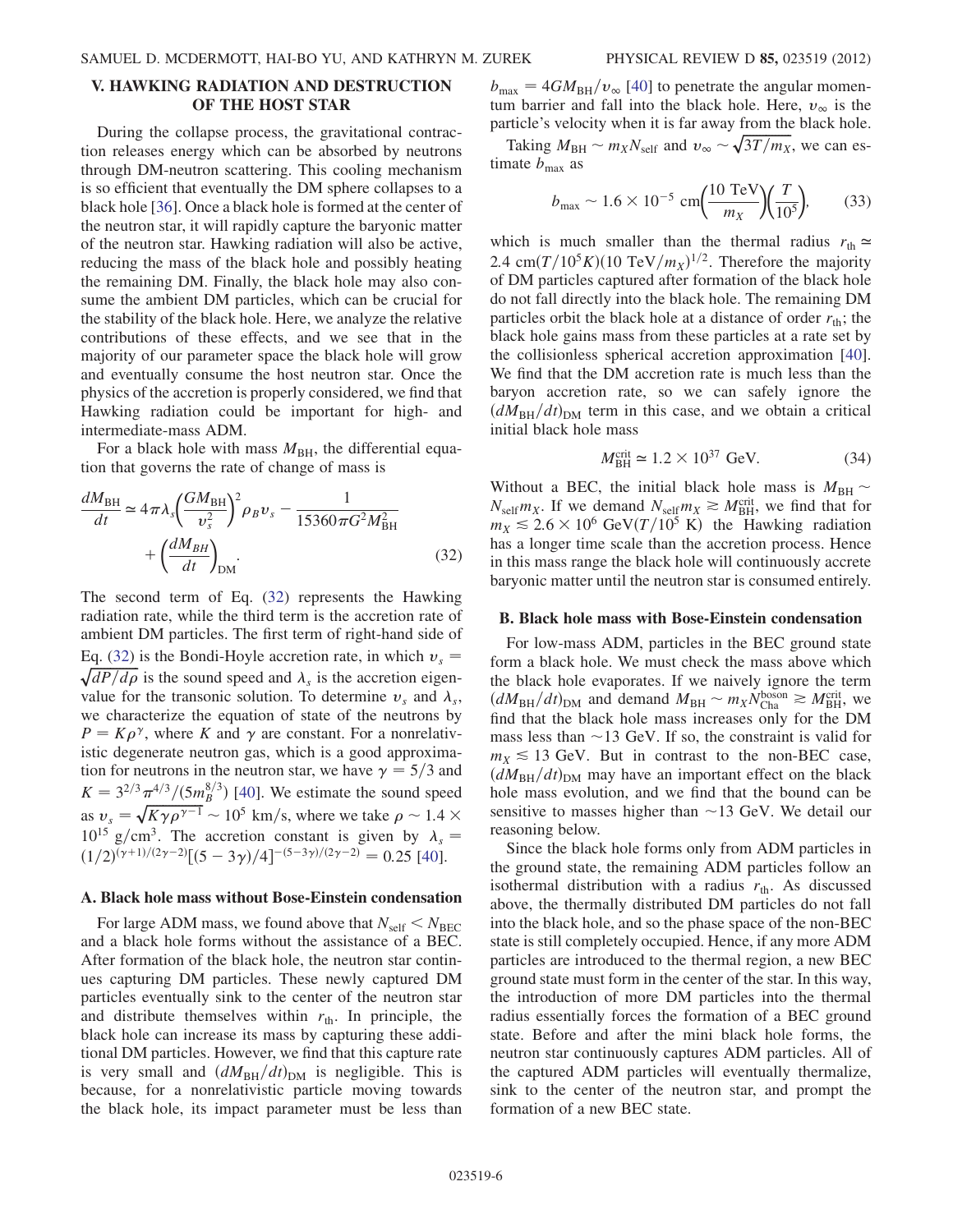## V. HAWKING RADIATION AND DESTRUCTION OF THE HOST STAR

During the collapse process, the gravitational contraction releases energy which can be absorbed by neutrons through DM-neutron scattering. This cooling mechanism is so efficient that eventually the DM sphere collapses to a black hole [36]. Once a black hole is formed at the center of the neutron star, it will rapidly capture the baryonic matter of the neutron star. Hawking radiation will also be active, reducing the mass of the black hole and possibly heating the remaining DM. Finally, the black hole may also consume the ambient DM particles, which can be crucial for the stability of the black hole. Here, we analyze the relative contributions of these effects, and we see that in the majority of our parameter space the black hole will grow and eventually consume the host neutron star. Once the physics of the accretion is properly considered, we find that Hawking radiation could be important for high- and intermediate-mass ADM.

For a black hole with mass $M_{\rm BH}$, the differential equation that governs the rate of change of mass is

$$\frac{dM_{\rm BH}}{dt} \simeq 4\pi\lambda_s\left(\frac{GM_{\rm BH}}{v_s^2}\right)^2\rho_B v_s - \frac{1}{15360\pi G^2 M_{\rm BH}^2} + \left(\frac{dM_{BH}}{dt}\right)_{\rm DM}. \tag{32}$$

The second term of Eq. (32) represents the Hawking radiation rate, while the third term is the accretion rate of ambient DM particles. The first term of right-hand side of Eq. (32) is the Bondi-Hoyle accretion rate, in which $v_s = \sqrt{dP/d\rho}$ is the sound speed and $\lambda_s$ is the accretion eigenvalue for the transonic solution. To determine $v_s$ and $\lambda_s$, we characterize the equation of state of the neutrons by $P = K\rho^\gamma$, where $K$ and $\gamma$ are constant. For a nonrelativistic degenerate neutron gas, which is a good approximation for neutrons in the neutron star, we have $\gamma = 5/3$ and $K = 3^{2/3}\pi^{4/3}/(5m_B^{8/3})$ [40]. We estimate the sound speed as $v_s = \sqrt{K\gamma\rho^{\gamma-1}} \sim 10^5$ km/s, where we take $\rho \sim 1.4 \times 10^{15}$ g/cm$^3$. The accretion constant is given by $\lambda_s = (1/2)^{(\gamma+1)/(2\gamma-2)}[(5-3\gamma)/4]^{-(5-3\gamma)/(2\gamma-2)} = 0.25$ [40].

### A. Black hole mass without Bose-Einstein condensation

For large ADM mass, we found above that $N_{\rm self} < N_{\rm BEC}$ and a black hole forms without the assistance of a BEC. After formation of the black hole, the neutron star continues capturing DM particles. These newly captured DM particles eventually sink to the center of the neutron star and distribute themselves within $r_{\rm th}$. In principle, the black hole can increase its mass by capturing these additional DM particles. However, we find that this capture rate is very small and $(dM_{\rm BH}/dt)_{\rm DM}$ is negligible. This is because, for a nonrelativistic particle moving towards the black hole, its impact parameter must be less than $b_{\rm max} = 4GM_{\rm BH}/v_\infty$ [40] to penetrate the angular momentum barrier and fall into the black hole. Here, $v_\infty$ is the particle's velocity when it is far away from the black hole.

Taking $M_{\rm BH} \sim m_X N_{\rm self}$ and $v_\infty \sim \sqrt{3T/m_X}$, we can estimate $b_{\rm max}$ as

$$b_{\rm max} \sim 1.6 \times 10^{-5}\ {\rm cm}\left(\frac{10\ {\rm TeV}}{m_X}\right)\left(\frac{T}{10^5}\right), \tag{33}$$

which is much smaller than the thermal radius $r_{\rm th} \simeq 2.4\ {\rm cm}(T/10^5 K)(10\ {\rm TeV}/m_X)^{1/2}$. Therefore the majority of DM particles captured after formation of the black hole do not fall directly into the black hole. The remaining DM particles orbit the black hole at a distance of order $r_{\rm th}$; the black hole gains mass from these particles at a rate set by the collisionless spherical accretion approximation [40]. We find that the DM accretion rate is much less than the baryon accretion rate, so we can safely ignore the $(dM_{\rm BH}/dt)_{\rm DM}$ term in this case, and we obtain a critical initial black hole mass

$$M_{\rm BH}^{\rm crit} \simeq 1.2 \times 10^{37}\ {\rm GeV}. \tag{34}$$

Without a BEC, the initial black hole mass is $M_{\rm BH} \sim N_{\rm self} m_X$. If we demand $N_{\rm self} m_X \gtrsim M_{\rm BH}^{\rm crit}$, we find that for $m_X \lesssim 2.6 \times 10^6\ {\rm GeV}(T/10^5\ {\rm K})$ the Hawking radiation has a longer time scale than the accretion process. Hence in this mass range the black hole will continuously accrete baryonic matter until the neutron star is consumed entirely.

### B. Black hole mass with Bose-Einstein condensation

For low-mass ADM, particles in the BEC ground state form a black hole. We must check the mass above which the black hole evaporates. If we naively ignore the term $(dM_{\rm BH}/dt)_{\rm DM}$ and demand $M_{\rm BH} \sim m_X N_{\rm Cha}^{\rm boson} \gtrsim M_{\rm BH}^{\rm crit}$, we find that the black hole mass increases only for the DM mass less than $\sim$13 GeV. If so, the constraint is valid for $m_X \lesssim 13$ GeV. But in contrast to the non-BEC case, $(dM_{\rm BH}/dt)_{\rm DM}$ may have an important effect on the black hole mass evolution, and we find that the bound can be sensitive to masses higher than $\sim$13 GeV. We detail our reasoning below.

Since the black hole forms only from ADM particles in the ground state, the remaining ADM particles follow an isothermal distribution with a radius $r_{\rm th}$. As discussed above, the thermally distributed DM particles do not fall into the black hole, and so the phase space of the non-BEC state is still completely occupied. Hence, if any more ADM particles are introduced to the thermal region, a new BEC ground state must form in the center of the star. In this way, the introduction of more DM particles into the thermal radius essentially forces the formation of a BEC ground state. Before and after the mini black hole forms, the neutron star continuously captures ADM particles. All of the captured ADM particles will eventually thermalize, sink to the center of the neutron star, and prompt the formation of a new BEC state.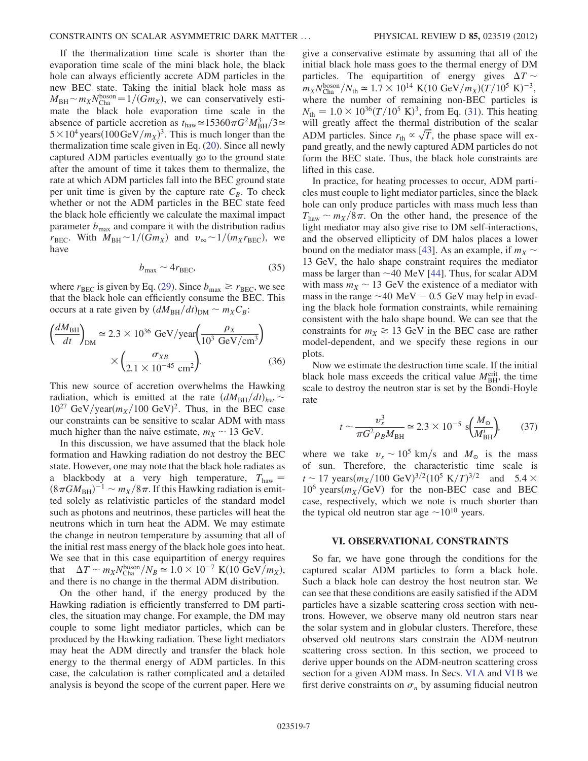If the thermalization time scale is shorter than the evaporation time scale of the mini black hole, the black hole can always efficiently accrete ADM particles in the new BEC state. Taking the initial black hole mass as $M_{\rm BH} \sim m_X N_{\rm Cha}^{\rm boson} = 1/(G m_X)$, we can conservatively estimate the black hole evaporation time scale in the absence of particle accretion as $t_{\rm haw} \simeq 15360\pi G^2 M_{\rm BH}^3/3 \simeq 5\times 10^4\,{\rm years}(100\,{\rm GeV}/m_X)^3$. This is much longer than the thermalization time scale given in Eq. (20). Since all newly captured ADM particles eventually go to the ground state after the amount of time it takes them to thermalize, the rate at which ADM particles fall into the BEC ground state per unit time is given by the capture rate $C_B$. To check whether or not the ADM particles in the BEC state feed the black hole efficiently we calculate the maximal impact parameter $b_{\rm max}$ and compare it with the distribution radius $r_{\rm BEC}$. With $M_{\rm BH} \sim 1/(G m_X)$ and $v_\infty \sim 1/(m_X r_{\rm BEC})$, we have

$$b_{\rm max} \sim 4 r_{\rm BEC}, \tag{35}$$

where $r_{\rm BEC}$ is given by Eq. (29). Since $b_{\rm max} \gtrsim r_{\rm BEC}$, we see that the black hole can efficiently consume the BEC. This occurs at a rate given by $(dM_{\rm BH}/dt)_{\rm DM} \sim m_X C_B$:

$$\left(\frac{dM_{\rm BH}}{dt}\right)_{\rm DM} \simeq 2.3\times 10^{36}\ {\rm GeV/year}\left(\frac{\rho_X}{10^3\ {\rm GeV/cm^3}}\right) \times \left(\frac{\sigma_{XB}}{2.1\times 10^{-45}\ {\rm cm^2}}\right). \tag{36}$$

This new source of accretion overwhelms the Hawking radiation, which is emitted at the rate $(dM_{\rm BH}/dt)_{hw} \sim 10^{27}\ {\rm GeV/year}(m_X/100\ {\rm GeV})^2$. Thus, in the BEC case our constraints can be sensitive to scalar ADM with mass much higher than the naive estimate, $m_X \sim 13$ GeV.

In this discussion, we have assumed that the black hole formation and Hawking radiation do not destroy the BEC state. However, one may note that the black hole radiates as a blackbody at a very high temperature, $T_{\rm haw} = (8\pi G M_{\rm BH})^{-1} \sim m_X/8\pi$. If this Hawking radiation is emitted solely as relativistic particles of the standard model such as photons and neutrinos, these particles will heat the neutrons which in turn heat the ADM. We may estimate the change in neutron temperature by assuming that all of the initial rest mass energy of the black hole goes into heat. We see that in this case equipartition of energy requires that $\Delta T \sim m_X N_{\rm Cha}^{\rm boson}/N_B \simeq 1.0\times 10^{-7}\ {\rm K}(10\ {\rm GeV}/m_X)$, and there is no change in the thermal ADM distribution.

On the other hand, if the energy produced by the Hawking radiation is efficiently transferred to DM particles, the situation may change. For example, the DM may couple to some light mediator particles, which can be produced by the Hawking radiation. These light mediators may heat the ADM directly and transfer the black hole energy to the thermal energy of ADM particles. In this case, the calculation is rather complicated and a detailed analysis is beyond the scope of the current paper. Here we give a conservative estimate by assuming that all of the initial black hole mass goes to the thermal energy of DM particles. The equipartition of energy gives $\Delta T \sim m_X N_{\rm Cha}^{\rm boson}/N_{\rm th} \simeq 1.7\times 10^{14}\ {\rm K}(10\ {\rm GeV}/m_X)(T/10^5\ {\rm K})^{-3}$, where the number of remaining non-BEC particles is $N_{\rm th} = 1.0\times 10^{36}(T/10^5\ {\rm K})^3$, from Eq. (31). This heating will greatly affect the thermal distribution of the scalar ADM particles. Since $r_{\rm th} \propto \sqrt{T}$, the phase space will expand greatly, and the newly captured ADM particles do not form the BEC state. Thus, the black hole constraints are lifted in this case.

In practice, for heating processes to occur, ADM particles must couple to light mediator particles, since the black hole can only produce particles with mass much less than $T_{\rm haw} \sim m_X/8\pi$. On the other hand, the presence of the light mediator may also give rise to DM self-interactions, and the observed ellipticity of DM halos places a lower bound on the mediator mass [43]. As an example, if $m_X \sim 13$ GeV, the halo shape constraint requires the mediator mass be larger than $\sim 40$ MeV [44]. Thus, for scalar ADM with mass $m_X \sim 13$ GeV the existence of a mediator with mass in the range $\sim 40$ MeV $-$ 0.5 GeV may help in evading the black hole formation constraints, while remaining consistent with the halo shape bound. We can see that the constraints for $m_X \gtrsim 13$ GeV in the BEC case are rather model-dependent, and we specify these regions in our plots.

Now we estimate the destruction time scale. If the initial black hole mass exceeds the critical value $M_{\rm BH}^{\rm crit}$, the time scale to destroy the neutron star is set by the Bondi-Hoyle rate

$$t \sim \frac{v_s^3}{\pi G^2 \rho_B M_{\rm BH}} \simeq 2.3\times 10^{-5}\ {\rm s}\left(\frac{M_\odot}{M_{\rm BH}^i}\right), \tag{37}$$

where we take $v_s \sim 10^5$ km/s and $M_\odot$ is the mass of sun. Therefore, the characteristic time scale is $t \sim 17\ {\rm years}(m_X/100\ {\rm GeV})^{3/2}(10^5\ {\rm K}/T)^{3/2}$ and $5.4\times 10^6\ {\rm years}(m_X/{\rm GeV})$ for the non-BEC case and BEC case, respectively, which we note is much shorter than the typical old neutron star age $\sim 10^{10}$ years.

## VI. OBSERVATIONAL CONSTRAINTS

So far, we have gone through the conditions for the captured scalar ADM particles to form a black hole. Such a black hole can destroy the host neutron star. We can see that these conditions are easily satisfied if the ADM particles have a sizable scattering cross section with neutrons. However, we observe many old neutron stars near the solar system and in globular clusters. Therefore, these observed old neutrons stars constrain the ADM-neutron scattering cross section. In this section, we proceed to derive upper bounds on the ADM-neutron scattering cross section for a given ADM mass. In Secs. VI A and VI B we first derive constraints on $\sigma_n$ by assuming fiducial neutron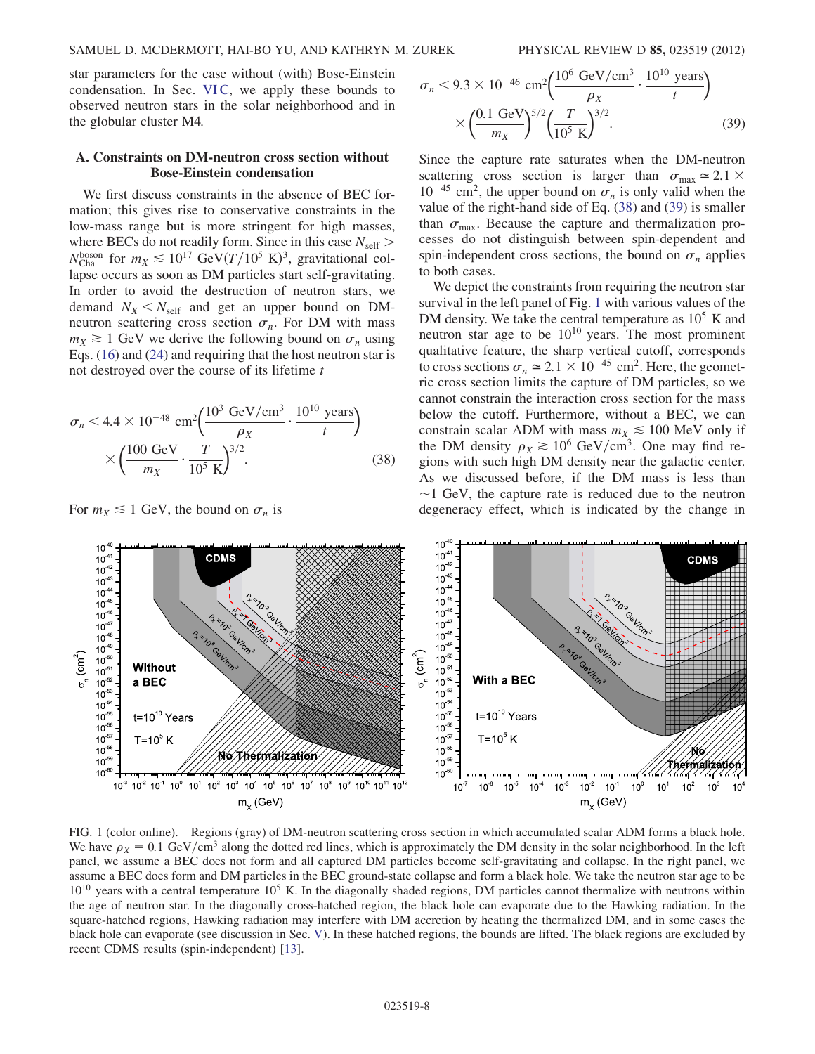star parameters for the case without (with) Bose-Einstein condensation. In Sec. VI C, we apply these bounds to observed neutron stars in the solar neighborhood and in the globular cluster M4.

### A. Constraints on DM-neutron cross section without Bose-Einstein condensation

We first discuss constraints in the absence of BEC formation; this gives rise to conservative constraints in the low-mass range but is more stringent for high masses, where BECs do not readily form. Since in this case $N_{\rm self} > N_{\rm Cha}^{\rm boson}$ for $m_X \lesssim 10^{17}$ GeV$(T/10^5$ K$)^3$, gravitational collapse occurs as soon as DM particles start self-gravitating. In order to avoid the destruction of neutron stars, we demand $N_X < N_{\rm self}$ and get an upper bound on DM-neutron scattering cross section $\sigma_n$. For DM with mass $m_X \gtrsim 1$ GeV we derive the following bound on $\sigma_n$ using Eqs. (16) and (24) and requiring that the host neutron star is not destroyed over the course of its lifetime $t$

$$\sigma_n < 4.4 \times 10^{-48}\ {\rm cm}^2 \left(\frac{10^3\ {\rm GeV/cm^3}}{\rho_X} \cdot \frac{10^{10}\ {\rm years}}{t}\right) \times \left(\frac{100\ {\rm GeV}}{m_X} \cdot \frac{T}{10^5\ {\rm K}}\right)^{3/2}. \tag{38}$$

For $m_X \lesssim 1$ GeV, the bound on $\sigma_n$ is

$$\sigma_n < 9.3 \times 10^{-46}\ {\rm cm}^2 \left(\frac{10^6\ {\rm GeV/cm^3}}{\rho_X} \cdot \frac{10^{10}\ {\rm years}}{t}\right) \times \left(\frac{0.1\ {\rm GeV}}{m_X}\right)^{5/2} \left(\frac{T}{10^5\ {\rm K}}\right)^{3/2}. \tag{39}$$

Since the capture rate saturates when the DM-neutron scattering cross section is larger than $\sigma_{\rm max} \simeq 2.1 \times 10^{-45}$ cm$^2$, the upper bound on $\sigma_n$ is only valid when the value of the right-hand side of Eq. (38) and (39) is smaller than $\sigma_{\rm max}$. Because the capture and thermalization processes do not distinguish between spin-dependent and spin-independent cross sections, the bound on $\sigma_n$ applies to both cases.

We depict the constraints from requiring the neutron star survival in the left panel of Fig. 1 with various values of the DM density. We take the central temperature as $10^5$ K and neutron star age to be $10^{10}$ years. The most prominent qualitative feature, the sharp vertical cutoff, corresponds to cross sections $\sigma_n \simeq 2.1 \times 10^{-45}$ cm$^2$. Here, the geometric cross section limits the capture of DM particles, so we cannot constrain the interaction cross section for the mass below the cutoff. Furthermore, without a BEC, we can constrain scalar ADM with mass $m_X \lesssim 100$ MeV only if the DM density $\rho_X \gtrsim 10^6$ GeV/cm$^3$. One may find regions with such high DM density near the galactic center. As we discussed before, if the DM mass is less than $\sim$1 GeV, the capture rate is reduced due to the neutron degeneracy effect, which is indicated by the change in

FIG. 1 (color online). Regions (gray) of DM-neutron scattering cross section in which accumulated scalar ADM forms a black hole. We have $\rho_X = 0.1$ GeV/cm$^3$ along the dotted red lines, which is approximately the DM density in the solar neighborhood. In the left panel, we assume a BEC does not form and all captured DM particles become self-gravitating and collapse. In the right panel, we assume a BEC does form and DM particles in the BEC ground-state collapse and form a black hole. We take the neutron star age to be $10^{10}$ years with a central temperature $10^5$ K. In the diagonally shaded regions, DM particles cannot thermalize with neutrons within the age of neutron star. In the diagonally cross-hatched region, the black hole can evaporate due to the Hawking radiation. In the square-hatched regions, Hawking radiation may interfere with DM accretion by heating the thermalized DM, and in some cases the black hole can evaporate (see discussion in Sec. V). In these hatched regions, the bounds are lifted. The black regions are excluded by recent CDMS results (spin-independent) [13].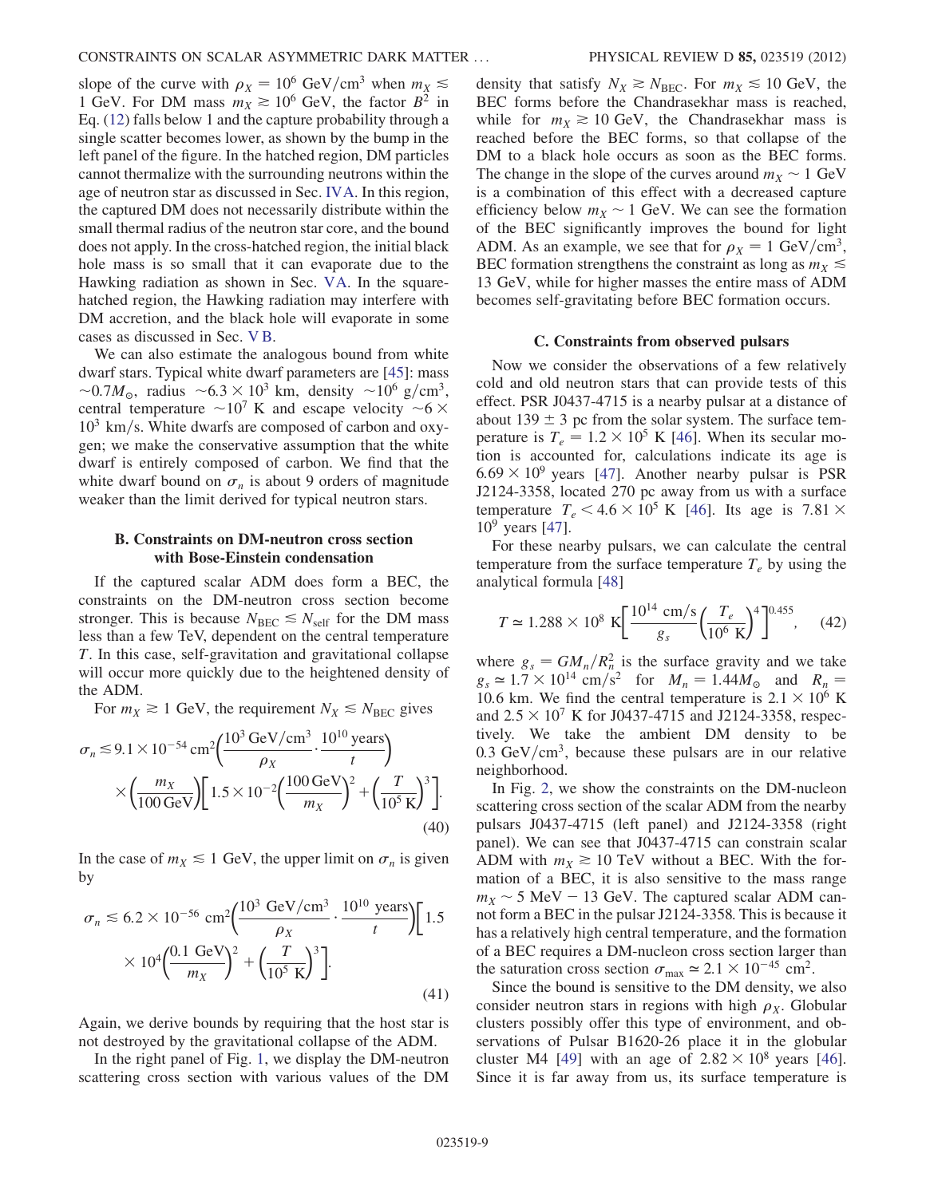slope of the curve with $\rho_X = 10^6$ GeV/cm$^3$ when $m_X \lesssim 1$ GeV. For DM mass $m_X \gtrsim 10^6$ GeV, the factor $B^2$ in Eq. (12) falls below 1 and the capture probability through a single scatter becomes lower, as shown by the bump in the left panel of the figure. In the hatched region, DM particles cannot thermalize with the surrounding neutrons within the age of neutron star as discussed in Sec. IVA. In this region, the captured DM does not necessarily distribute within the small thermal radius of the neutron star core, and the bound does not apply. In the cross-hatched region, the initial black hole mass is so small that it can evaporate due to the Hawking radiation as shown in Sec. VA. In the square-hatched region, the Hawking radiation may interfere with DM accretion, and the black hole will evaporate in some cases as discussed in Sec. V B.

We can also estimate the analogous bound from white dwarf stars. Typical white dwarf parameters are [45]: mass $\sim 0.7 M_\odot$, radius $\sim 6.3 \times 10^3$ km, density $\sim 10^6$ g/cm$^3$, central temperature $\sim 10^7$ K and escape velocity $\sim 6 \times 10^3$ km/s. White dwarfs are composed of carbon and oxygen; we make the conservative assumption that the white dwarf is entirely composed of carbon. We find that the white dwarf bound on $\sigma_n$ is about 9 orders of magnitude weaker than the limit derived for typical neutron stars.

### B. Constraints on DM-neutron cross section with Bose-Einstein condensation

If the captured scalar ADM does form a BEC, the constraints on the DM-neutron cross section become stronger. This is because $N_{\rm BEC} \lesssim N_{\rm self}$ for the DM mass less than a few TeV, dependent on the central temperature $T$. In this case, self-gravitation and gravitational collapse will occur more quickly due to the heightened density of the ADM.

For $m_X \gtrsim 1$ GeV, the requirement $N_X \lesssim N_{\rm BEC}$ gives

$$\sigma_n \lesssim 9.1 \times 10^{-54}\,{\rm cm}^2 \left(\frac{10^3\,{\rm GeV/cm}^3}{\rho_X} \cdot \frac{10^{10}\,{\rm years}}{t}\right) \times \left(\frac{m_X}{100\,{\rm GeV}}\right)\left[1.5 \times 10^{-2}\left(\frac{100\,{\rm GeV}}{m_X}\right)^2 + \left(\frac{T}{10^5\,{\rm K}}\right)^3\right]. \tag{40}$$

In the case of $m_X \lesssim 1$ GeV, the upper limit on $\sigma_n$ is given by

$$\sigma_n \lesssim 6.2 \times 10^{-56}\,{\rm cm}^2 \left(\frac{10^3\,{\rm GeV/cm}^3}{\rho_X} \cdot \frac{10^{10}\,{\rm years}}{t}\right)\left[1.5 \times 10^4 \left(\frac{0.1\,{\rm GeV}}{m_X}\right)^2 + \left(\frac{T}{10^5\,{\rm K}}\right)^3\right]. \tag{41}$$

Again, we derive bounds by requiring that the host star is not destroyed by the gravitational collapse of the ADM.

In the right panel of Fig. 1, we display the DM-neutron scattering cross section with various values of the DM density that satisfy $N_X \gtrsim N_{\rm BEC}$. For $m_X \lesssim 10$ GeV, the BEC forms before the Chandrasekhar mass is reached, while for $m_X \gtrsim 10$ GeV, the Chandrasekhar mass is reached before the BEC forms, so that collapse of the DM to a black hole occurs as soon as the BEC forms. The change in the slope of the curves around $m_X \sim 1$ GeV is a combination of this effect with a decreased capture efficiency below $m_X \sim 1$ GeV. We can see the formation of the BEC significantly improves the bound for light ADM. As an example, we see that for $\rho_X = 1$ GeV/cm$^3$, BEC formation strengthens the constraint as long as $m_X \lesssim 13$ GeV, while for higher masses the entire mass of ADM becomes self-gravitating before BEC formation occurs.

### C. Constraints from observed pulsars

Now we consider the observations of a few relatively cold and old neutron stars that can provide tests of this effect. PSR J0437-4715 is a nearby pulsar at a distance of about $139 \pm 3$ pc from the solar system. The surface temperature is $T_e = 1.2 \times 10^5$ K [46]. When its secular motion is accounted for, calculations indicate its age is $6.69 \times 10^9$ years [47]. Another nearby pulsar is PSR J2124-3358, located 270 pc away from us with a surface temperature $T_e < 4.6 \times 10^5$ K [46]. Its age is $7.81 \times 10^9$ years [47].

For these nearby pulsars, we can calculate the central temperature from the surface temperature $T_e$ by using the analytical formula [48]

$$T \simeq 1.288 \times 10^8\,{\rm K}\left[\frac{10^{14}\,{\rm cm/s}}{g_s}\left(\frac{T_e}{10^6\,{\rm K}}\right)^4\right]^{0.455}, \tag{42}$$

where $g_s = GM_n/R_n^2$ is the surface gravity and we take $g_s \simeq 1.7 \times 10^{14}$ cm/s$^2$ for $M_n = 1.44 M_\odot$ and $R_n = 10.6$ km. We find the central temperature is $2.1 \times 10^6$ K and $2.5 \times 10^7$ K for J0437-4715 and J2124-3358, respectively. We take the ambient DM density to be $0.3$ GeV/cm$^3$, because these pulsars are in our relative neighborhood.

In Fig. 2, we show the constraints on the DM-nucleon scattering cross section of the scalar ADM from the nearby pulsars J0437-4715 (left panel) and J2124-3358 (right panel). We can see that J0437-4715 can constrain scalar ADM with $m_X \gtrsim 10$ TeV without a BEC. With the formation of a BEC, it is also sensitive to the mass range $m_X \sim 5$ MeV $-$ 13 GeV. The captured scalar ADM cannot form a BEC in the pulsar J2124-3358. This is because it has a relatively high central temperature, and the formation of a BEC requires a DM-nucleon cross section larger than the saturation cross section $\sigma_{\rm max} \simeq 2.1 \times 10^{-45}$ cm$^2$.

Since the bound is sensitive to the DM density, we also consider neutron stars in regions with high $\rho_X$. Globular clusters possibly offer this type of environment, and observations of Pulsar B1620-26 place it in the globular cluster M4 [49] with an age of $2.82 \times 10^8$ years [46]. Since it is far away from us, its surface temperature is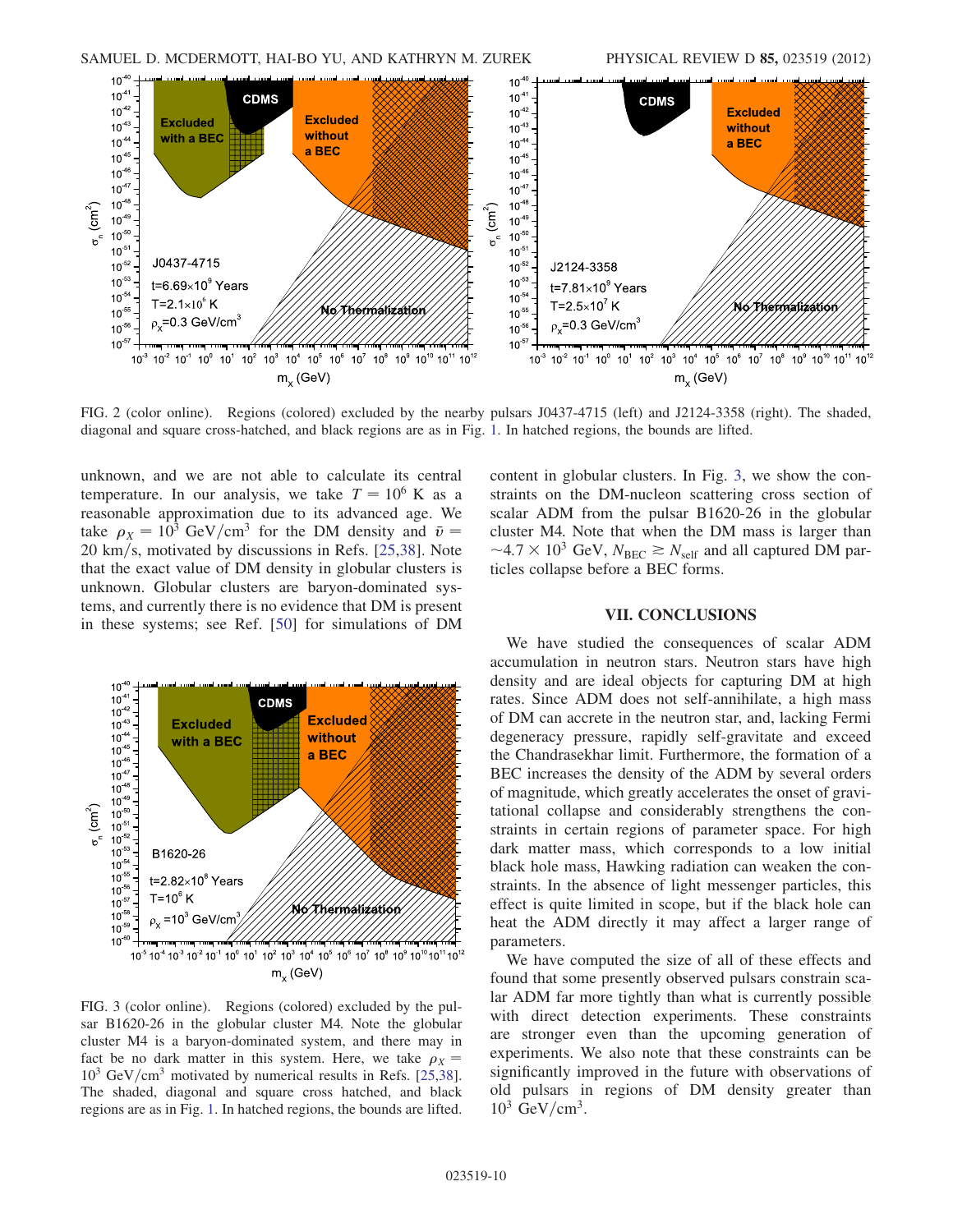FIG. 2 (color online). Regions (colored) excluded by the nearby pulsars J0437-4715 (left) and J2124-3358 (right). The shaded, diagonal and square cross-hatched, and black regions are as in Fig. 1. In hatched regions, the bounds are lifted.

unknown, and we are not able to calculate its central temperature. In our analysis, we take $T = 10^6$ K as a reasonable approximation due to its advanced age. We take $\rho_X = 10^3$ GeV/cm$^3$ for the DM density and $\bar{v} = 20$ km/s, motivated by discussions in Refs. [25,38]. Note that the exact value of DM density in globular clusters is unknown. Globular clusters are baryon-dominated systems, and currently there is no evidence that DM is present in these systems; see Ref. [50] for simulations of DM content in globular clusters. In Fig. 3, we show the constraints on the DM-nucleon scattering cross section of scalar ADM from the pulsar B1620-26 in the globular cluster M4. Note that when the DM mass is larger than $\sim 4.7 \times 10^3$ GeV, $N_{\rm BEC} \gtrsim N_{\rm self}$ and all captured DM particles collapse before a BEC forms.

FIG. 3 (color online). Regions (colored) excluded by the pulsar B1620-26 in the globular cluster M4. Note the globular cluster M4 is a baryon-dominated system, and there may in fact be no dark matter in this system. Here, we take $\rho_X = 10^3$ GeV/cm$^3$ motivated by numerical results in Refs. [25,38]. The shaded, diagonal and square cross hatched, and black regions are as in Fig. 1. In hatched regions, the bounds are lifted.

## VII. CONCLUSIONS

We have studied the consequences of scalar ADM accumulation in neutron stars. Neutron stars have high density and are ideal objects for capturing DM at high rates. Since ADM does not self-annihilate, a high mass of DM can accrete in the neutron star, and, lacking Fermi degeneracy pressure, rapidly self-gravitate and exceed the Chandrasekhar limit. Furthermore, the formation of a BEC increases the density of the ADM by several orders of magnitude, which greatly accelerates the onset of gravitational collapse and considerably strengthens the constraints in certain regions of parameter space. For high dark matter mass, which corresponds to a low initial black hole mass, Hawking radiation can weaken the constraints. In the absence of light messenger particles, this effect is quite limited in scope, but if the black hole can heat the ADM directly it may affect a larger range of parameters.

We have computed the size of all of these effects and found that some presently observed pulsars constrain scalar ADM far more tightly than what is currently possible with direct detection experiments. These constraints are stronger even than the upcoming generation of experiments. We also note that these constraints can be significantly improved in the future with observations of old pulsars in regions of DM density greater than $10^3$ GeV/cm$^3$.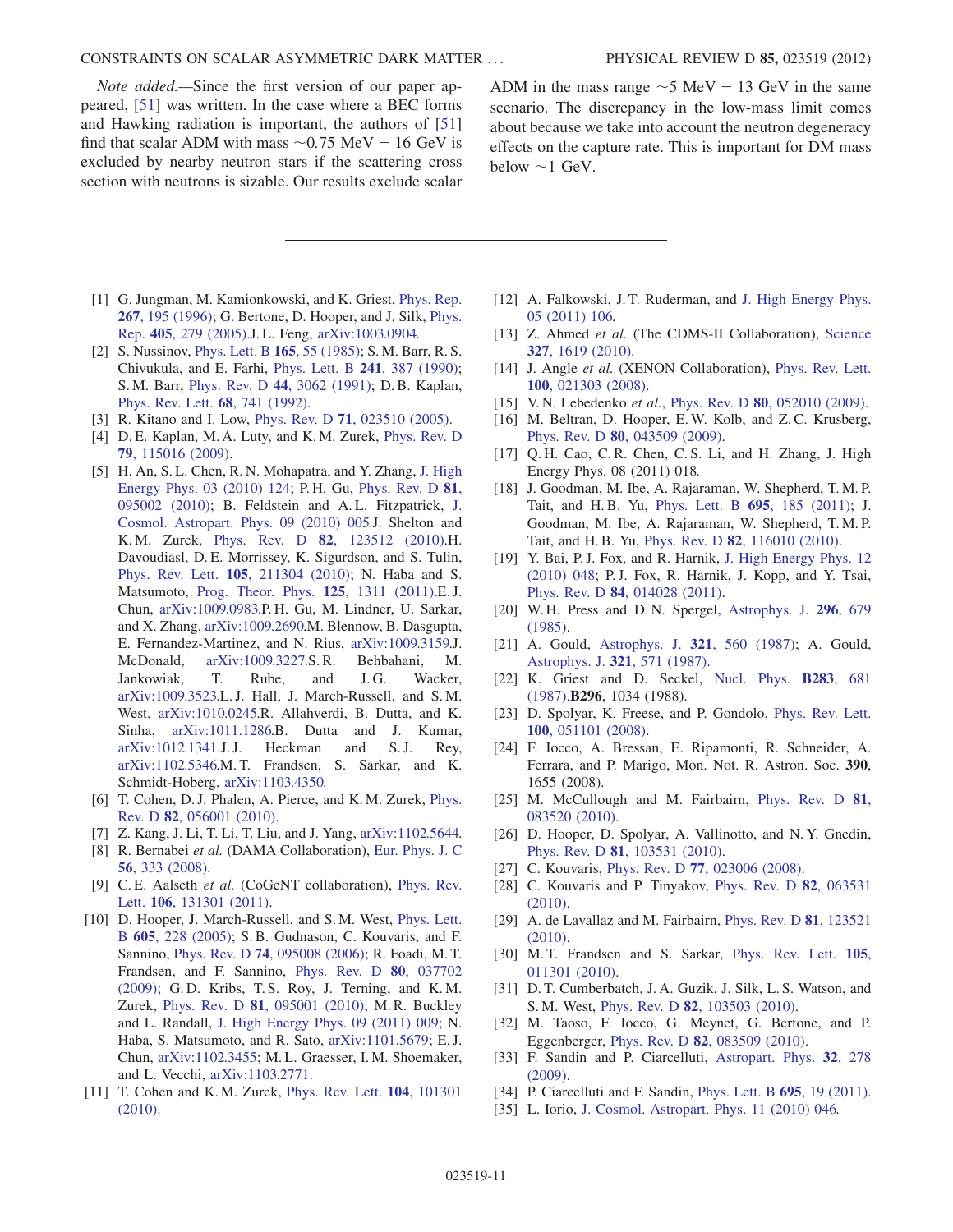*Note added.*—Since the first version of our paper appeared, [51] was written. In the case where a BEC forms and Hawking radiation is important, the authors of [51] find that scalar ADM with mass $\sim 0.75$ MeV − 16 GeV is excluded by nearby neutron stars if the scattering cross section with neutrons is sizable. Our results exclude scalar ADM in the mass range $\sim 5$ MeV − 13 GeV in the same scenario. The discrepancy in the low-mass limit comes about because we take into account the neutron degeneracy effects on the capture rate. This is important for DM mass below $\sim 1$ GeV.

---

[1] G. Jungman, M. Kamionkowski, and K. Griest, Phys. Rep. **267**, 195 (1996); G. Bertone, D. Hooper, and J. Silk, Phys. Rep. **405**, 279 (2005).J. L. Feng, arXiv:1003.0904.

[2] S. Nussinov, Phys. Lett. B **165**, 55 (1985); S. M. Barr, R. S. Chivukula, and E. Farhi, Phys. Lett. B **241**, 387 (1990); S. M. Barr, Phys. Rev. D **44**, 3062 (1991); D. B. Kaplan, Phys. Rev. Lett. **68**, 741 (1992).

[3] R. Kitano and I. Low, Phys. Rev. D **71**, 023510 (2005).

[4] D. E. Kaplan, M. A. Luty, and K. M. Zurek, Phys. Rev. D **79**, 115016 (2009).

[5] H. An, S. L. Chen, R. N. Mohapatra, and Y. Zhang, J. High Energy Phys. 03 (2010) 124; P. H. Gu, Phys. Rev. D **81**, 095002 (2010); B. Feldstein and A. L. Fitzpatrick, J. Cosmol. Astropart. Phys. 09 (2010) 005.J. Shelton and K. M. Zurek, Phys. Rev. D **82**, 123512 (2010).H. Davoudiasl, D. E. Morrissey, K. Sigurdson, and S. Tulin, Phys. Rev. Lett. **105**, 211304 (2010); N. Haba and S. Matsumoto, Prog. Theor. Phys. **125**, 1311 (2011).E. J. Chun, arXiv:1009.0983.P. H. Gu, M. Lindner, U. Sarkar, and X. Zhang, arXiv:1009.2690.M. Blennow, B. Dasgupta, E. Fernandez-Martinez, and N. Rius, arXiv:1009.3159.J. McDonald, arXiv:1009.3227.S. R. Behbahani, M. Jankowiak, T. Rube, and J. G. Wacker, arXiv:1009.3523.L. J. Hall, J. March-Russell, and S. M. West, arXiv:1010.0245.R. Allahverdi, B. Dutta, and K. Sinha, arXiv:1011.1286.B. Dutta and J. Kumar, arXiv:1012.1341.J. J. Heckman and S. J. Rey, arXiv:1102.5346.M. T. Frandsen, S. Sarkar, and K. Schmidt-Hoberg, arXiv:1103.4350.

[6] T. Cohen, D. J. Phalen, A. Pierce, and K. M. Zurek, Phys. Rev. D **82**, 056001 (2010).

[7] Z. Kang, J. Li, T. Li, T. Liu, and J. Yang, arXiv:1102.5644.

[8] R. Bernabei *et al.* (DAMA Collaboration), Eur. Phys. J. C **56**, 333 (2008).

[9] C. E. Aalseth *et al.* (CoGeNT collaboration), Phys. Rev. Lett. **106**, 131301 (2011).

[10] D. Hooper, J. March-Russell, and S. M. West, Phys. Lett. B **605**, 228 (2005); S. B. Gudnason, C. Kouvaris, and F. Sannino, Phys. Rev. D **74**, 095008 (2006); R. Foadi, M. T. Frandsen, and F. Sannino, Phys. Rev. D **80**, 037702 (2009); G. D. Kribs, T. S. Roy, J. Terning, and K. M. Zurek, Phys. Rev. D **81**, 095001 (2010); M. R. Buckley and L. Randall, J. High Energy Phys. 09 (2011) 009; N. Haba, S. Matsumoto, and R. Sato, arXiv:1101.5679; E. J. Chun, arXiv:1102.3455; M. L. Graesser, I. M. Shoemaker, and L. Vecchi, arXiv:1103.2771.

[11] T. Cohen and K. M. Zurek, Phys. Rev. Lett. **104**, 101301 (2010).

[12] A. Falkowski, J. T. Ruderman, and J. High Energy Phys. 05 (2011) 106.

[13] Z. Ahmed *et al.* (The CDMS-II Collaboration), Science **327**, 1619 (2010).

[14] J. Angle *et al.* (XENON Collaboration), Phys. Rev. Lett. **100**, 021303 (2008).

[15] V. N. Lebedenko *et al.*, Phys. Rev. D **80**, 052010 (2009).

[16] M. Beltran, D. Hooper, E. W. Kolb, and Z. C. Krusberg, Phys. Rev. D **80**, 043509 (2009).

[17] Q. H. Cao, C. R. Chen, C. S. Li, and H. Zhang, J. High Energy Phys. 08 (2011) 018.

[18] J. Goodman, M. Ibe, A. Rajaraman, W. Shepherd, T. M. P. Tait, and H. B. Yu, Phys. Lett. B **695**, 185 (2011); J. Goodman, M. Ibe, A. Rajaraman, W. Shepherd, T. M. P. Tait, and H. B. Yu, Phys. Rev. D **82**, 116010 (2010).

[19] Y. Bai, P. J. Fox, and R. Harnik, J. High Energy Phys. 12 (2010) 048; P. J. Fox, R. Harnik, J. Kopp, and Y. Tsai, Phys. Rev. D **84**, 014028 (2011).

[20] W. H. Press and D. N. Spergel, Astrophys. J. **296**, 679 (1985).

[21] A. Gould, Astrophys. J. **321**, 560 (1987); A. Gould, Astrophys. J. **321**, 571 (1987).

[22] K. Griest and D. Seckel, Nucl. Phys. **B283**, 681 (1987).**B296**, 1034 (1988).

[23] D. Spolyar, K. Freese, and P. Gondolo, Phys. Rev. Lett. **100**, 051101 (2008).

[24] F. Iocco, A. Bressan, E. Ripamonti, R. Schneider, A. Ferrara, and P. Marigo, Mon. Not. R. Astron. Soc. **390**, 1655 (2008).

[25] M. McCullough and M. Fairbairn, Phys. Rev. D **81**, 083520 (2010).

[26] D. Hooper, D. Spolyar, A. Vallinotto, and N. Y. Gnedin, Phys. Rev. D **81**, 103531 (2010).

[27] C. Kouvaris, Phys. Rev. D **77**, 023006 (2008).

[28] C. Kouvaris and P. Tinyakov, Phys. Rev. D **82**, 063531 (2010).

[29] A. de Lavallaz and M. Fairbairn, Phys. Rev. D **81**, 123521 (2010).

[30] M. T. Frandsen and S. Sarkar, Phys. Rev. Lett. **105**, 011301 (2010).

[31] D. T. Cumberbatch, J. A. Guzik, J. Silk, L. S. Watson, and S. M. West, Phys. Rev. D **82**, 103503 (2010).

[32] M. Taoso, F. Iocco, G. Meynet, G. Bertone, and P. Eggenberger, Phys. Rev. D **82**, 083509 (2010).

[33] F. Sandin and P. Ciarcelluti, Astropart. Phys. **32**, 278 (2009).

[34] P. Ciarcelluti and F. Sandin, Phys. Lett. B **695**, 19 (2011).

[35] L. Iorio, J. Cosmol. Astropart. Phys. 11 (2010) 046.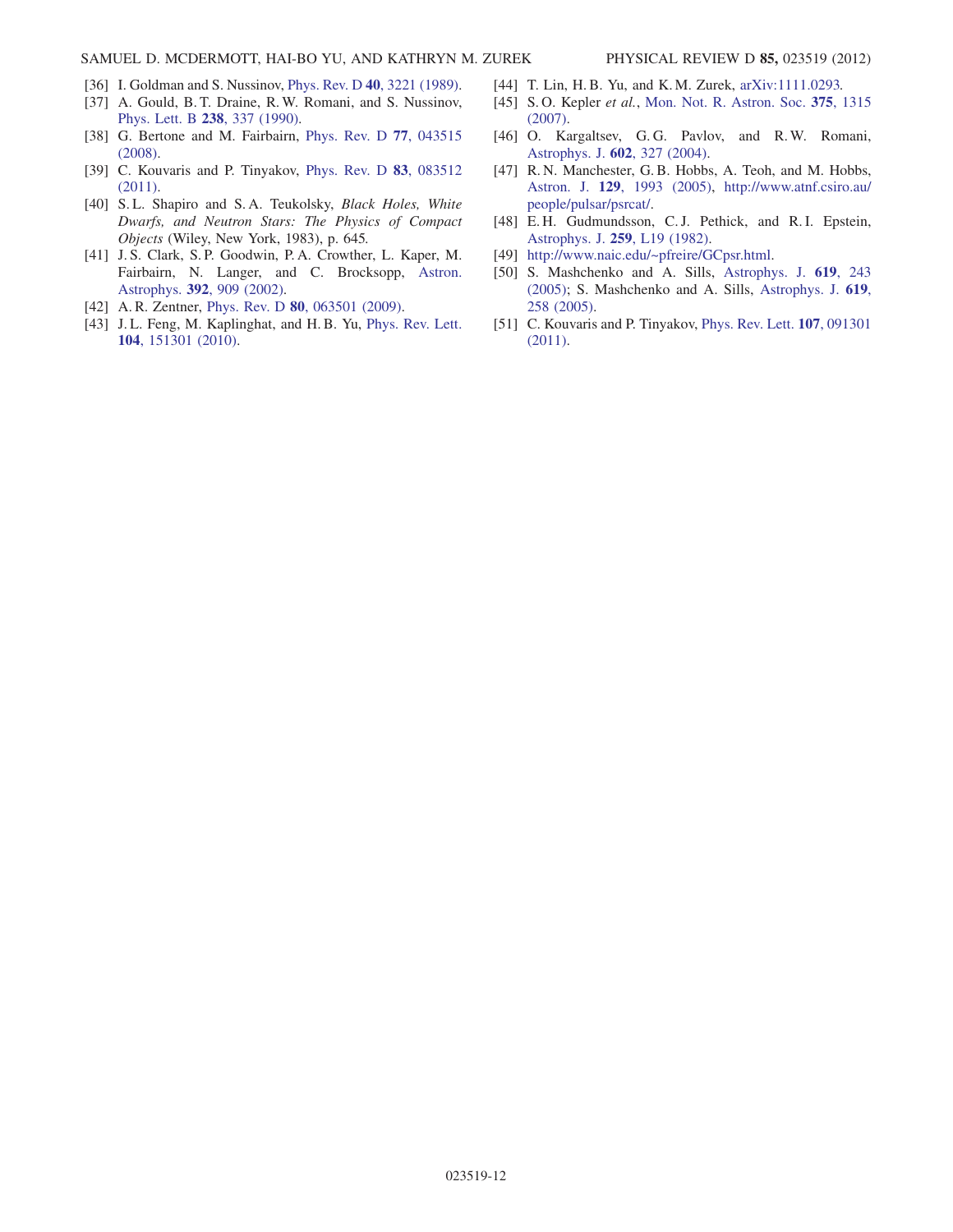[36] I. Goldman and S. Nussinov, Phys. Rev. D **40**, 3221 (1989).

[37] A. Gould, B. T. Draine, R. W. Romani, and S. Nussinov, Phys. Lett. B **238**, 337 (1990).

[38] G. Bertone and M. Fairbairn, Phys. Rev. D **77**, 043515 (2008).

[39] C. Kouvaris and P. Tinyakov, Phys. Rev. D **83**, 083512 (2011).

[40] S. L. Shapiro and S. A. Teukolsky, *Black Holes, White Dwarfs, and Neutron Stars: The Physics of Compact Objects* (Wiley, New York, 1983), p. 645.

[41] J. S. Clark, S. P. Goodwin, P. A. Crowther, L. Kaper, M. Fairbairn, N. Langer, and C. Brocksopp, Astron. Astrophys. **392**, 909 (2002).

[42] A. R. Zentner, Phys. Rev. D **80**, 063501 (2009).

[43] J. L. Feng, M. Kaplinghat, and H. B. Yu, Phys. Rev. Lett. **104**, 151301 (2010).

[44] T. Lin, H. B. Yu, and K. M. Zurek, arXiv:1111.0293.

[45] S. O. Kepler *et al.*, Mon. Not. R. Astron. Soc. **375**, 1315 (2007).

[46] O. Kargaltsev, G. G. Pavlov, and R. W. Romani, Astrophys. J. **602**, 327 (2004).

[47] R. N. Manchester, G. B. Hobbs, A. Teoh, and M. Hobbs, Astron. J. **129**, 1993 (2005), http://www.atnf.csiro.au/people/pulsar/psrcat/.

[48] E. H. Gudmundsson, C. J. Pethick, and R. I. Epstein, Astrophys. J. **259**, L19 (1982).

[49] http://www.naic.edu/~pfreire/GCpsr.html.

[50] S. Mashchenko and A. Sills, Astrophys. J. **619**, 243 (2005); S. Mashchenko and A. Sills, Astrophys. J. **619**, 258 (2005).

[51] C. Kouvaris and P. Tinyakov, Phys. Rev. Lett. **107**, 091301 (2011).